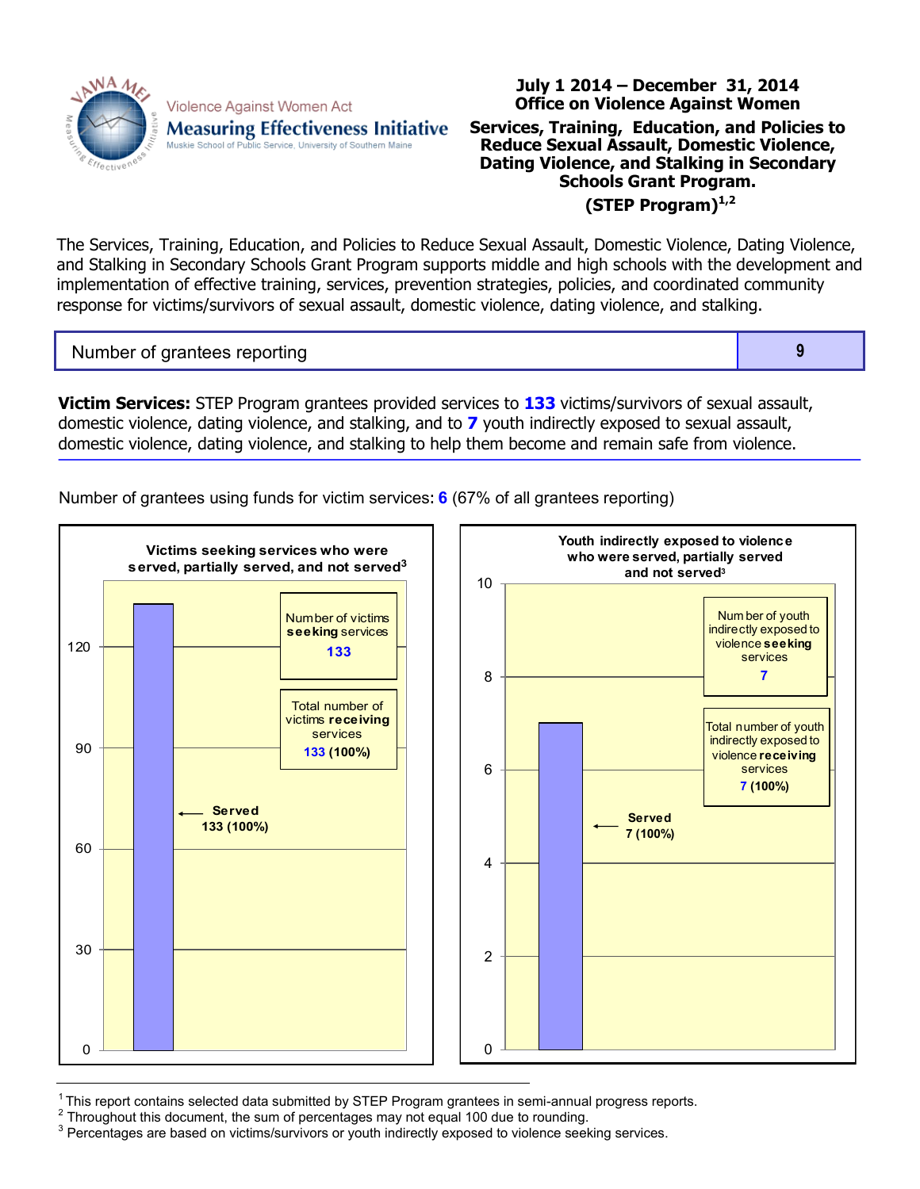Violence Against Women Act
**Measuring Effectiveness Initiative**
Muskie School of Public Service, University of Southern Maine

# July 1 2014 – December 31, 2014
# Office on Violence Against Women
## Services, Training, Education, and Policies to Reduce Sexual Assault, Domestic Violence, Dating Violence, and Stalking in Secondary Schools Grant Program.
## (STEP Program)[1,2]

The Services, Training, Education, and Policies to Reduce Sexual Assault, Domestic Violence, Dating Violence, and Stalking in Secondary Schools Grant Program supports middle and high schools with the development and implementation of effective training, services, prevention strategies, policies, and coordinated community response for victims/survivors of sexual assault, domestic violence, dating violence, and stalking.

| Number of grantees reporting | 9 |
|---|---|

**Victim Services:** STEP Program grantees provided services to **133** victims/survivors of sexual assault, domestic violence, dating violence, and stalking, and to **7** youth indirectly exposed to sexual assault, domestic violence, dating violence, and stalking to help them become and remain safe from violence.

Number of grantees using funds for victim services: **6** (67% of all grantees reporting)

**Victims seeking services who were served, partially served, and not served[3]**

| | |
|---|---|
| Number of victims **seeking** services | 133 |
| Total number of victims **receiving** services | 133 (100%) |
| Served | 133 (100%) |

**Youth indirectly exposed to violence who were served, partially served and not served[3]**

| | |
|---|---|
| Number of youth indirectly exposed to violence **seeking** services | 7 |
| Total number of youth indirectly exposed to violence **receiving** services | 7 (100%) |
| Served | 7 (100%) |

---

[1] This report contains selected data submitted by STEP Program grantees in semi-annual progress reports.
[2] Throughout this document, the sum of percentages may not equal 100 due to rounding.
[3] Percentages are based on victims/survivors or youth indirectly exposed to violence seeking services.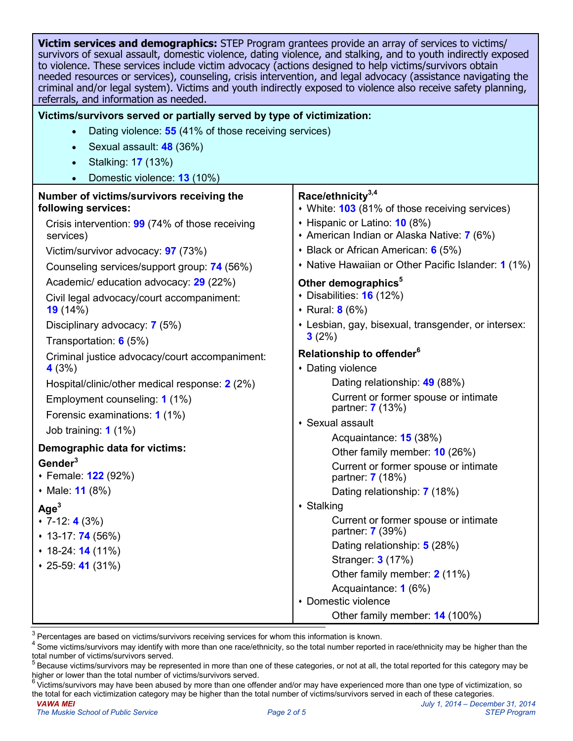**Victim services and demographics:** STEP Program grantees provide an array of services to victims/ survivors of sexual assault, domestic violence, dating violence, and stalking, and to youth indirectly exposed to violence. These services include victim advocacy (actions designed to help victims/survivors obtain needed resources or services), counseling, crisis intervention, and legal advocacy (assistance navigating the criminal and/or legal system). Victims and youth indirectly exposed to violence also receive safety planning, referrals, and information as needed.

**Victims/survivors served or partially served by type of victimization:**

- Dating violence: **55** (41% of those receiving services)
- Sexual assault: **48** (36%)
- Stalking: **17** (13%)
- Domestic violence: **13** (10%)

**Number of victims/survivors receiving the following services:**

Crisis intervention: **99** (74% of those receiving services)

Victim/survivor advocacy: **97** (73%)

Counseling services/support group: **74** (56%)

Academic/ education advocacy: **29** (22%)

Civil legal advocacy/court accompaniment: **19** (14%)

Disciplinary advocacy: **7** (5%)

Transportation: **6** (5%)

Criminal justice advocacy/court accompaniment: **4** (3%)

Hospital/clinic/other medical response: **2** (2%)

Employment counseling: **1** (1%)

Forensic examinations: **1** (1%)

Job training: **1** (1%)

**Demographic data for victims:**

**Gender**[3]

- Female: **122** (92%)
- Male: **11** (8%)

**Age**[3]

- 7-12: **4** (3%)
- 13-17: **74** (56%)
- 18-24: **14** (11%)
- 25-59: **41** (31%)

**Race/ethnicity**[3,4]

- White: **103** (81% of those receiving services)
- Hispanic or Latino: **10** (8%)
- American Indian or Alaska Native: **7** (6%)
- Black or African American: **6** (5%)
- Native Hawaiian or Other Pacific Islander: **1** (1%)

**Other demographics**[5]

- Disabilities: **16** (12%)
- Rural: **8** (6%)
- Lesbian, gay, bisexual, transgender, or intersex: **3** (2%)

**Relationship to offender**[6]

- Dating violence
  - Dating relationship: **49** (88%)
  - Current or former spouse or intimate partner: **7** (13%)
- Sexual assault
  - Acquaintance: **15** (38%)
  - Other family member: **10** (26%)
  - Current or former spouse or intimate partner: **7** (18%)
  - Dating relationship: **7** (18%)
- Stalking
  - Current or former spouse or intimate partner: **7** (39%)
  - Dating relationship: **5** (28%)
  - Stranger: **3** (17%)
  - Other family member: **2** (11%)
  - Acquaintance: **1** (6%)
- Domestic violence
  - Other family member: **14** (100%)

[3] Percentages are based on victims/survivors receiving services for whom this information is known.

[4] Some victims/survivors may identify with more than one race/ethnicity, so the total number reported in race/ethnicity may be higher than the total number of victims/survivors served.

[5] Because victims/survivors may be represented in more than one of these categories, or not at all, the total reported for this category may be higher or lower than the total number of victims/survivors served.

[6] Victims/survivors may have been abused by more than one offender and/or may have experienced more than one type of victimization, so the total for each victimization category may be higher than the total number of victims/survivors served in each of these categories.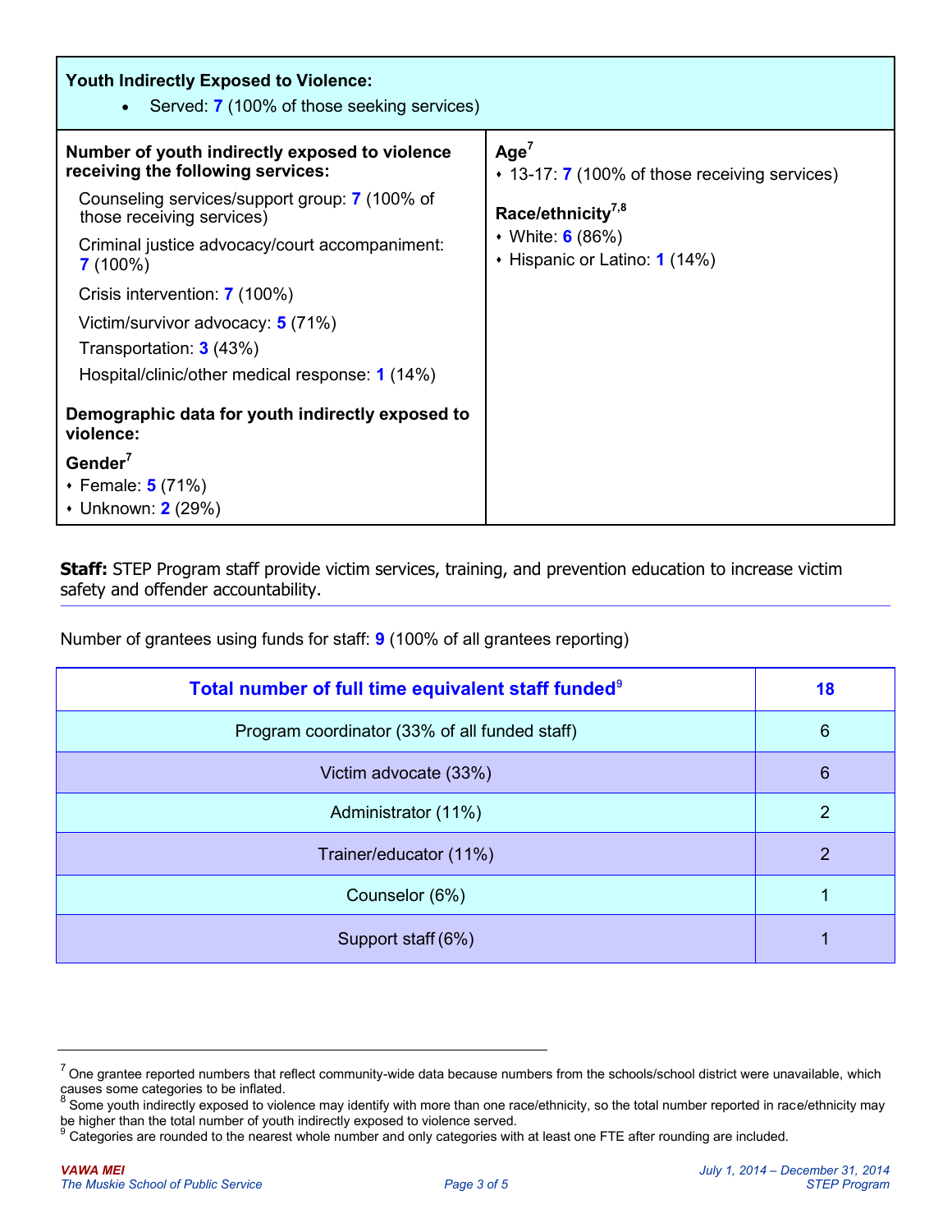**Youth Indirectly Exposed to Violence:**

- Served: 7 (100% of those seeking services)

**Number of youth indirectly exposed to violence receiving the following services:**

Counseling services/support group: 7 (100% of those receiving services)

Criminal justice advocacy/court accompaniment: 7 (100%)

Crisis intervention: 7 (100%)

Victim/survivor advocacy: 5 (71%)

Transportation: 3 (43%)

Hospital/clinic/other medical response: 1 (14%)

**Demographic data for youth indirectly exposed to violence:**

**Gender**[7]

- Female: 5 (71%)
- Unknown: 2 (29%)

**Age**[7]

- 13-17: 7 (100% of those receiving services)

**Race/ethnicity**[7,8]

- White: 6 (86%)
- Hispanic or Latino: 1 (14%)

**Staff:** STEP Program staff provide victim services, training, and prevention education to increase victim safety and offender accountability.

Number of grantees using funds for staff: 9 (100% of all grantees reporting)

| Total number of full time equivalent staff funded[9] | 18 |
|---|---|
| Program coordinator (33% of all funded staff) | 6 |
| Victim advocate (33%) | 6 |
| Administrator (11%) | 2 |
| Trainer/educator (11%) | 2 |
| Counselor (6%) | 1 |
| Support staff (6%) | 1 |

[7] One grantee reported numbers that reflect community-wide data because numbers from the schools/school district were unavailable, which causes some categories to be inflated.

[8] Some youth indirectly exposed to violence may identify with more than one race/ethnicity, so the total number reported in race/ethnicity may be higher than the total number of youth indirectly exposed to violence served.

[9] Categories are rounded to the nearest whole number and only categories with at least one FTE after rounding are included.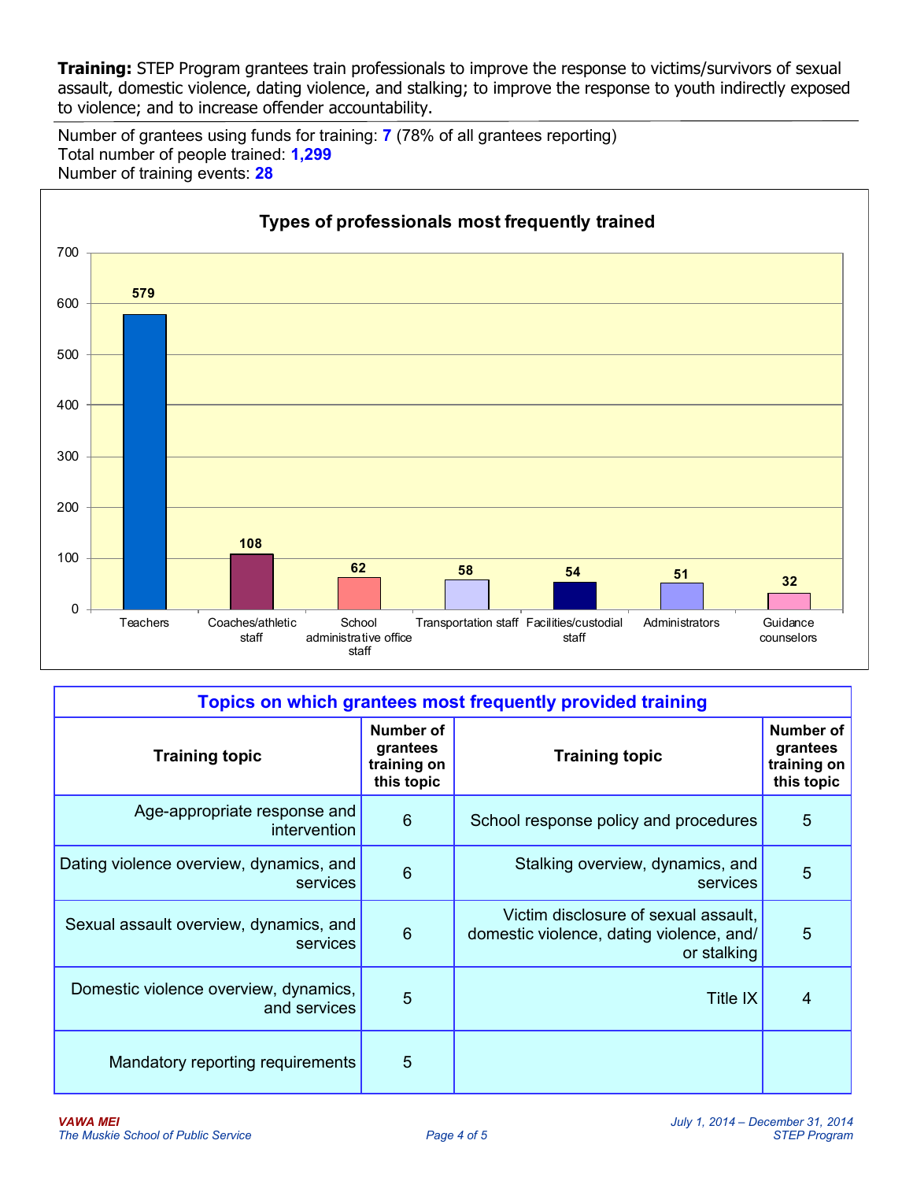**Training:** STEP Program grantees train professionals to improve the response to victims/survivors of sexual assault, domestic violence, dating violence, and stalking; to improve the response to youth indirectly exposed to violence; and to increase offender accountability.

Number of grantees using funds for training: **7** (78% of all grantees reporting)
Total number of people trained: **1,299**
Number of training events: **28**

**Types of professionals most frequently trained**

| Type of professional | Number trained |
|---|---|
| Teachers | 579 |
| Coaches/athletic staff | 108 |
| School administrative office staff | 62 |
| Transportation staff | 58 |
| Facilities/custodial staff | 54 |
| Administrators | 51 |
| Guidance counselors | 32 |

**Topics on which grantees most frequently provided training**

| Training topic | Number of grantees training on this topic | Training topic | Number of grantees training on this topic |
|---|---|---|---|
| Age-appropriate response and intervention | 6 | School response policy and procedures | 5 |
| Dating violence overview, dynamics, and services | 6 | Stalking overview, dynamics, and services | 5 |
| Sexual assault overview, dynamics, and services | 6 | Victim disclosure of sexual assault, domestic violence, dating violence, and/or stalking | 5 |
| Domestic violence overview, dynamics, and services | 5 | Title IX | 4 |
| Mandatory reporting requirements | 5 | | |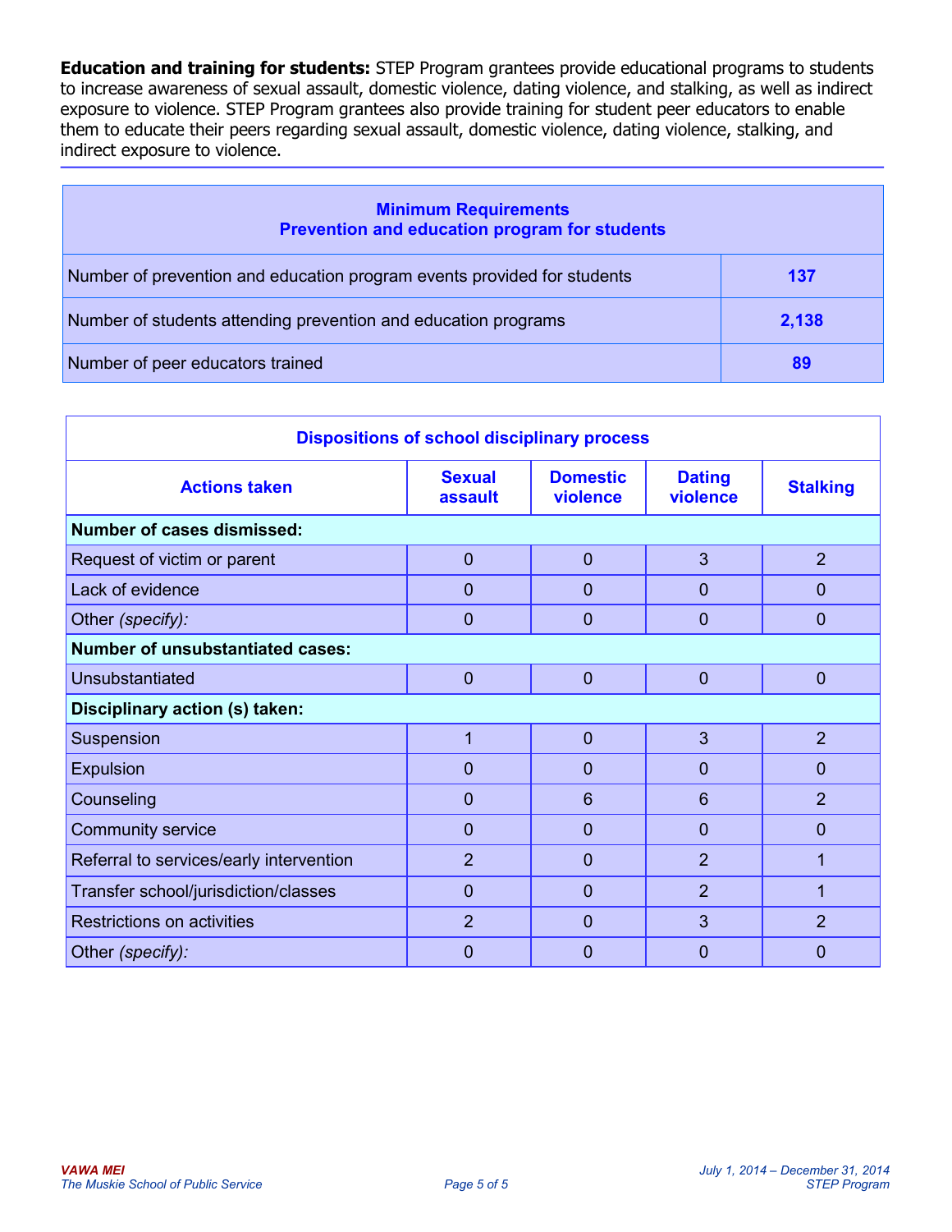**Education and training for students:** STEP Program grantees provide educational programs to students to increase awareness of sexual assault, domestic violence, dating violence, and stalking, as well as indirect exposure to violence. STEP Program grantees also provide training for student peer educators to enable them to educate their peers regarding sexual assault, domestic violence, dating violence, stalking, and indirect exposure to violence.

| Minimum Requirements<br>Prevention and education program for students | |
|---|---|
| Number of prevention and education program events provided for students | 137 |
| Number of students attending prevention and education programs | 2,138 |
| Number of peer educators trained | 89 |

**Dispositions of school disciplinary process**

| Actions taken | Sexual assault | Domestic violence | Dating violence | Stalking |
|---|---|---|---|---|
| **Number of cases dismissed:** | | | | |
| Request of victim or parent | 0 | 0 | 3 | 2 |
| Lack of evidence | 0 | 0 | 0 | 0 |
| Other *(specify):* | 0 | 0 | 0 | 0 |
| **Number of unsubstantiated cases:** | | | | |
| Unsubstantiated | 0 | 0 | 0 | 0 |
| **Disciplinary action (s) taken:** | | | | |
| Suspension | 1 | 0 | 3 | 2 |
| Expulsion | 0 | 0 | 0 | 0 |
| Counseling | 0 | 6 | 6 | 2 |
| Community service | 0 | 0 | 0 | 0 |
| Referral to services/early intervention | 2 | 0 | 2 | 1 |
| Transfer school/jurisdiction/classes | 0 | 0 | 2 | 1 |
| Restrictions on activities | 2 | 0 | 3 | 2 |
| Other *(specify):* | 0 | 0 | 0 | 0 |